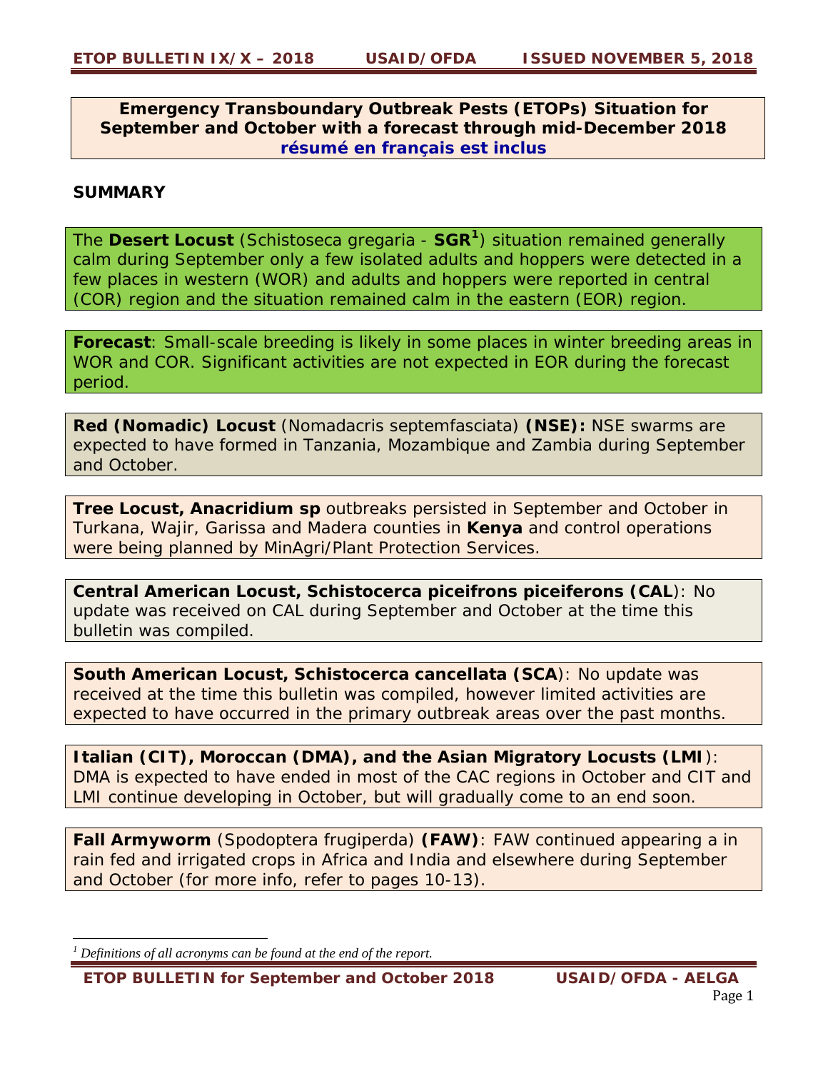**Emergency Transboundary Outbreak Pests (ETOPs) Situation for September and October with a forecast through mid-December 2018**
**résumé en français est inclus**

## SUMMARY

The **Desert Locust** (*Schistoseca gregaria* - **SGR**[1]) situation remained generally calm during September only a few isolated adults and hoppers were detected in a few places in western (WOR) and adults and hoppers were reported in central (COR) region and the situation remained calm in the eastern (EOR) region.

**Forecast**: Small-scale breeding is likely in some places in winter breeding areas in WOR and COR. Significant activities are not expected in EOR during the forecast period.

**Red (Nomadic) Locust** (*Nomadacris septemfasciata*) **(NSE):** NSE swarms are expected to have formed in Tanzania, Mozambique and Zambia during September and October.

**Tree Locust, *Anacridium sp*** outbreaks persisted in September and October in Turkana, Wajir, Garissa and Madera counties in **Kenya** and control operations were being planned by MinAgri/Plant Protection Services.

**Central American Locust, *Schistocerca piceifrons piceiferons* (CAL)**: No update was received on CAL during September and October at the time this bulletin was compiled.

**South American Locust, *Schistocerca cancellata* (SCA)**: No update was received at the time this bulletin was compiled, however limited activities are expected to have occurred in the primary outbreak areas over the past months.

**Italian (CIT), Moroccan (DMA), and the Asian Migratory Locusts (LMI)**: DMA is expected to have ended in most of the CAC regions in October and CIT and LMI continue developing in October, but will gradually come to an end soon.

**Fall Armyworm** (*Spodoptera frugiperda*) **(FAW)**: FAW continued appearing a in rain fed and irrigated crops in Africa and India and elsewhere during September and October (for more info, refer to pages 10-13).

---

[1] *Definitions of all acronyms can be found at the end of the report.*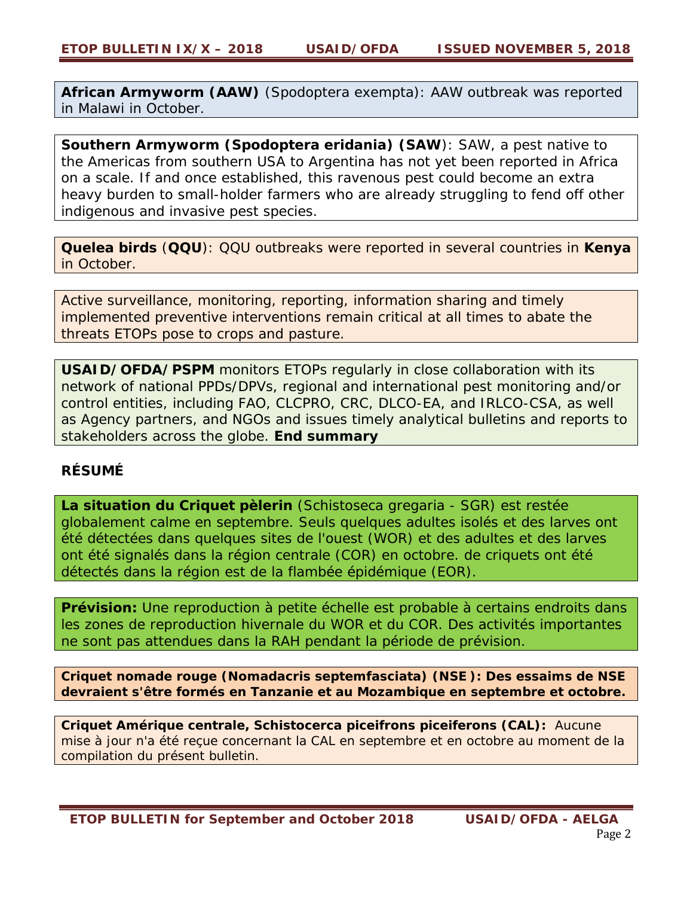**African Armyworm (AAW)** (Spodoptera exempta): AAW outbreak was reported in Malawi in October.

**Southern Armyworm (Spodoptera eridania) (SAW)**: SAW, a pest native to the Americas from southern USA to Argentina has not yet been reported in Africa on a scale. If and once established, this ravenous pest could become an extra heavy burden to small-holder farmers who are already struggling to fend off other indigenous and invasive pest species.

**Quelea birds** (**QQU**): QQU outbreaks were reported in several countries in **Kenya** in October.

Active surveillance, monitoring, reporting, information sharing and timely implemented preventive interventions remain critical at all times to abate the threats ETOPs pose to crops and pasture.

**USAID/OFDA/PSPM** monitors ETOPs regularly in close collaboration with its network of national PPDs/DPVs, regional and international pest monitoring and/or control entities, including FAO, CLCPRO, CRC, DLCO-EA, and IRLCO-CSA, as well as Agency partners, and NGOs and issues timely analytical bulletins and reports to stakeholders across the globe. **End summary**

## RÉSUMÉ

**La situation du Criquet pèlerin** (Schistoseca gregaria - SGR) est restée globalement calme en septembre. Seuls quelques adultes isolés et des larves ont été détectées dans quelques sites de l'ouest (WOR) et des adultes et des larves ont été signalés dans la région centrale (COR) en octobre. de criquets ont été détectés dans la région est de la flambée épidémique (EOR).

**Prévision:** Une reproduction à petite échelle est probable à certains endroits dans les zones de reproduction hivernale du WOR et du COR. Des activités importantes ne sont pas attendues dans la RAH pendant la période de prévision.

**Criquet nomade rouge (Nomadacris septemfasciata) (NSE): Des essaims de NSE devraient s'être formés en Tanzanie et au Mozambique en septembre et octobre.**

**Criquet Amérique centrale, Schistocerca piceifrons piceiferons (CAL):** Aucune mise à jour n'a été reçue concernant la CAL en septembre et en octobre au moment de la compilation du présent bulletin.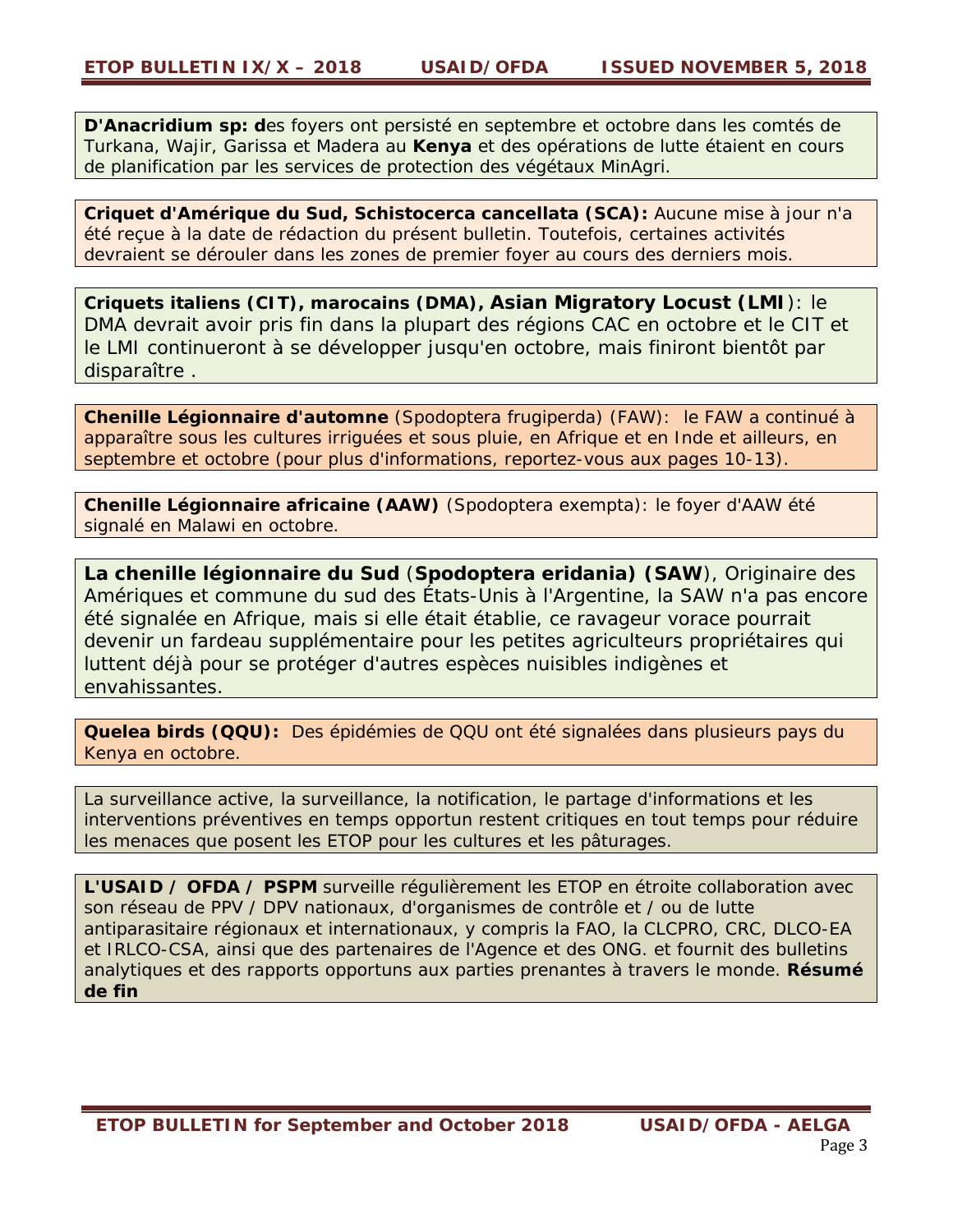**D'Anacridium sp: d**es foyers ont persisté en septembre et octobre dans les comtés de Turkana, Wajir, Garissa et Madera au **Kenya** et des opérations de lutte étaient en cours de planification par les services de protection des végétaux MinAgri.

**Criquet d'Amérique du Sud, Schistocerca cancellata (SCA):** Aucune mise à jour n'a été reçue à la date de rédaction du présent bulletin. Toutefois, certaines activités devraient se dérouler dans les zones de premier foyer au cours des derniers mois.

**Criquets italiens (CIT), marocains (DMA), Asian Migratory Locust (LMI**): le DMA devrait avoir pris fin dans la plupart des régions CAC en octobre et le CIT et le LMI continueront à se développer jusqu'en octobre, mais finiront bientôt par disparaître .

**Chenille Légionnaire d'automne** (Spodoptera frugiperda) (FAW): le FAW a continué à apparaître sous les cultures irriguées et sous pluie, en Afrique et en Inde et ailleurs, en septembre et octobre (pour plus d'informations, reportez-vous aux pages 10-13).

**Chenille Légionnaire africaine (AAW)** (Spodoptera exempta): le foyer d'AAW été signalé en Malawi en octobre.

**La chenille légionnaire du Sud** (**Spodoptera eridania) (SAW**), Originaire des Amériques et commune du sud des États-Unis à l'Argentine, la SAW n'a pas encore été signalée en Afrique, mais si elle était établie, ce ravageur vorace pourrait devenir un fardeau supplémentaire pour les petites agriculteurs propriétaires qui luttent déjà pour se protéger d'autres espèces nuisibles indigènes et envahissantes.

**Quelea birds (QQU):** Des épidémies de QQU ont été signalées dans plusieurs pays du Kenya en octobre.

La surveillance active, la surveillance, la notification, le partage d'informations et les interventions préventives en temps opportun restent critiques en tout temps pour réduire les menaces que posent les ETOP pour les cultures et les pâturages.

**L'USAID / OFDA / PSPM** surveille régulièrement les ETOP en étroite collaboration avec son réseau de PPV / DPV nationaux, d'organismes de contrôle et / ou de lutte antiparasitaire régionaux et internationaux, y compris la FAO, la CLCPRO, CRC, DLCO-EA et IRLCO-CSA, ainsi que des partenaires de l'Agence et des ONG. et fournit des bulletins analytiques et des rapports opportuns aux parties prenantes à travers le monde. **Résumé de fin**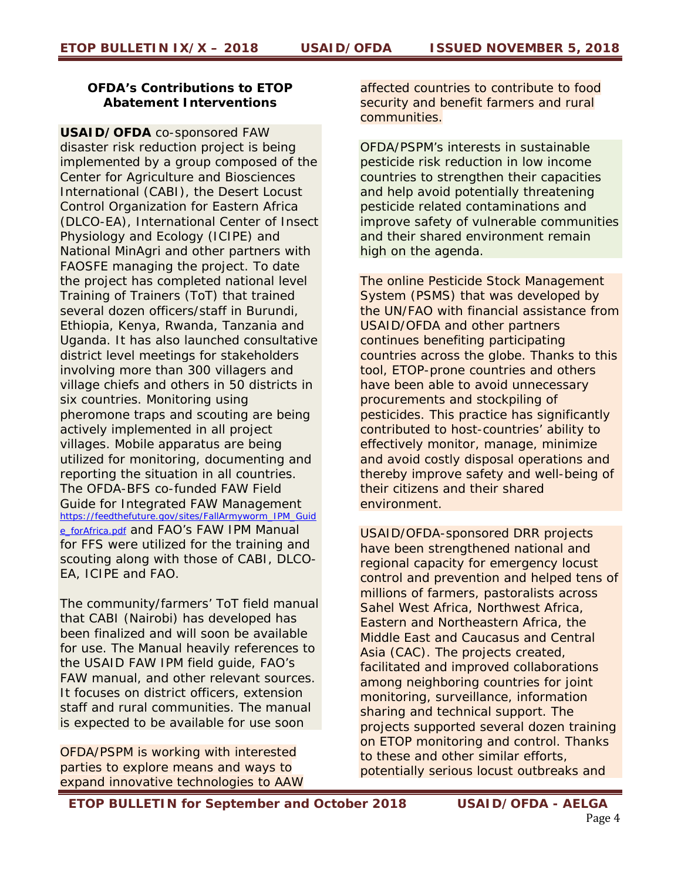### OFDA's Contributions to ETOP Abatement Interventions

**USAID/OFDA** co-sponsored FAW disaster risk reduction project is being implemented by a group composed of the Center for Agriculture and Biosciences International (CABI), the Desert Locust Control Organization for Eastern Africa (DLCO-EA), International Center of Insect Physiology and Ecology (ICIPE) and National MinAgri and other partners with FAOSFE managing the project. To date the project has completed national level Training of Trainers (ToT) that trained several dozen officers/staff in Burundi, Ethiopia, Kenya, Rwanda, Tanzania and Uganda. It has also launched consultative district level meetings for stakeholders involving more than 300 villagers and village chiefs and others in 50 districts in six countries. Monitoring using pheromone traps and scouting are being actively implemented in all project villages. Mobile apparatus are being utilized for monitoring, documenting and reporting the situation in all countries. The OFDA-BFS co-funded FAW Field Guide for Integrated FAW Management https://feedthefuture.gov/sites/FallArmyworm_IPM_Guide_forAfrica.pdf and FAO's FAW IPM Manual for FFS were utilized for the training and scouting along with those of CABI, DLCO-EA, ICIPE and FAO.

The community/farmers' ToT field manual that CABI (Nairobi) has developed has been finalized and will soon be available for use. The Manual heavily references to the USAID FAW IPM field guide, FAO's FAW manual, and other relevant sources. It focuses on district officers, extension staff and rural communities. The manual is expected to be available for use soon

OFDA/PSPM is working with interested parties to explore means and ways to expand innovative technologies to AAW affected countries to contribute to food security and benefit farmers and rural communities.

OFDA/PSPM's interests in sustainable pesticide risk reduction in low income countries to strengthen their capacities and help avoid potentially threatening pesticide related contaminations and improve safety of vulnerable communities and their shared environment remain high on the agenda.

The online Pesticide Stock Management System (PSMS) that was developed by the UN/FAO with financial assistance from USAID/OFDA and other partners continues benefiting participating countries across the globe. Thanks to this tool, ETOP-prone countries and others have been able to avoid unnecessary procurements and stockpiling of pesticides. This practice has significantly contributed to host-countries' ability to effectively monitor, manage, minimize and avoid costly disposal operations and thereby improve safety and well-being of their citizens and their shared environment.

USAID/OFDA-sponsored DRR projects have been strengthened national and regional capacity for emergency locust control and prevention and helped tens of millions of farmers, pastoralists across Sahel West Africa, Northwest Africa, Eastern and Northeastern Africa, the Middle East and Caucasus and Central Asia (CAC). The projects created, facilitated and improved collaborations among neighboring countries for joint monitoring, surveillance, information sharing and technical support. The projects supported several dozen training on ETOP monitoring and control. Thanks to these and other similar efforts, potentially serious locust outbreaks and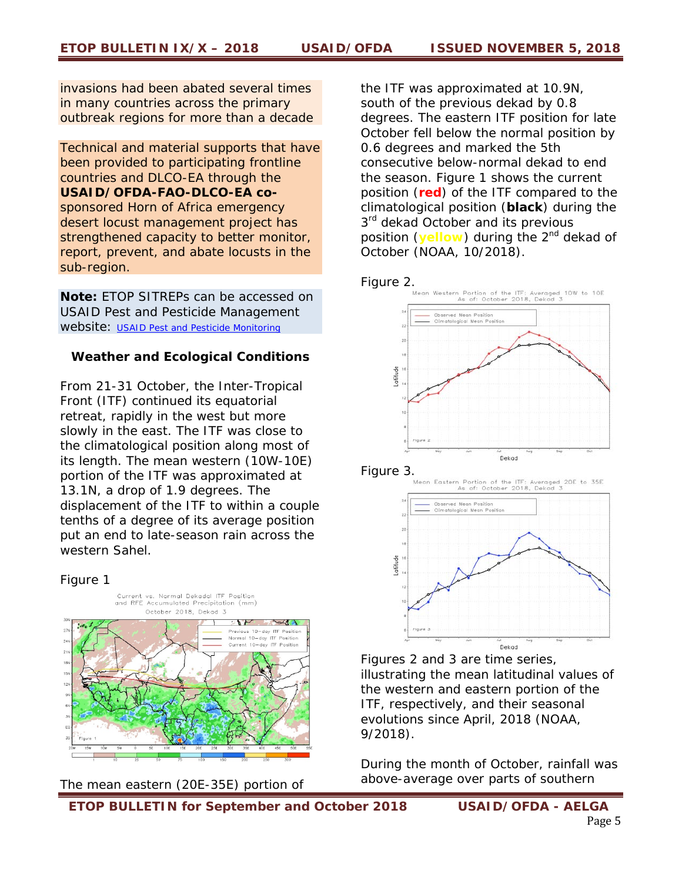invasions had been abated several times in many countries across the primary outbreak regions for more than a decade

Technical and material supports that have been provided to participating frontline countries and DLCO-EA through the **USAID/OFDA-FAO-DLCO-EA co-**sponsored Horn of Africa emergency desert locust management project has strengthened capacity to better monitor, report, prevent, and abate locusts in the sub-region.

**Note:** ETOP SITREPs can be accessed on USAID Pest and Pesticide Management website: USAID Pest and Pesticide Monitoring

### Weather and Ecological Conditions

From 21-31 October, the Inter-Tropical Front (ITF) continued its equatorial retreat, rapidly in the west but more slowly in the east. The ITF was close to the climatological position along most of its length. The mean western (10W-10E) portion of the ITF was approximated at 13.1N, a drop of 1.9 degrees. The displacement of the ITF to within a couple tenths of a degree of its average position put an end to late-season rain across the western Sahel.

Figure 1

The mean eastern (20E-35E) portion of the ITF was approximated at 10.9N, south of the previous dekad by 0.8 degrees. The eastern ITF position for late October fell below the normal position by 0.6 degrees and marked the 5th consecutive below-normal dekad to end the season. Figure 1 shows the current position (**red**) of the ITF compared to the climatological position (**black**) during the 3rd dekad October and its previous position (**yellow**) during the 2nd dekad of October (NOAA, 10/2018).

Figure 2.

Figure 3.

Figures 2 and 3 are time series, illustrating the mean latitudinal values of the western and eastern portion of the ITF, respectively, and their seasonal evolutions since April, 2018 (NOAA, 9/2018).

During the month of October, rainfall was above-average over parts of southern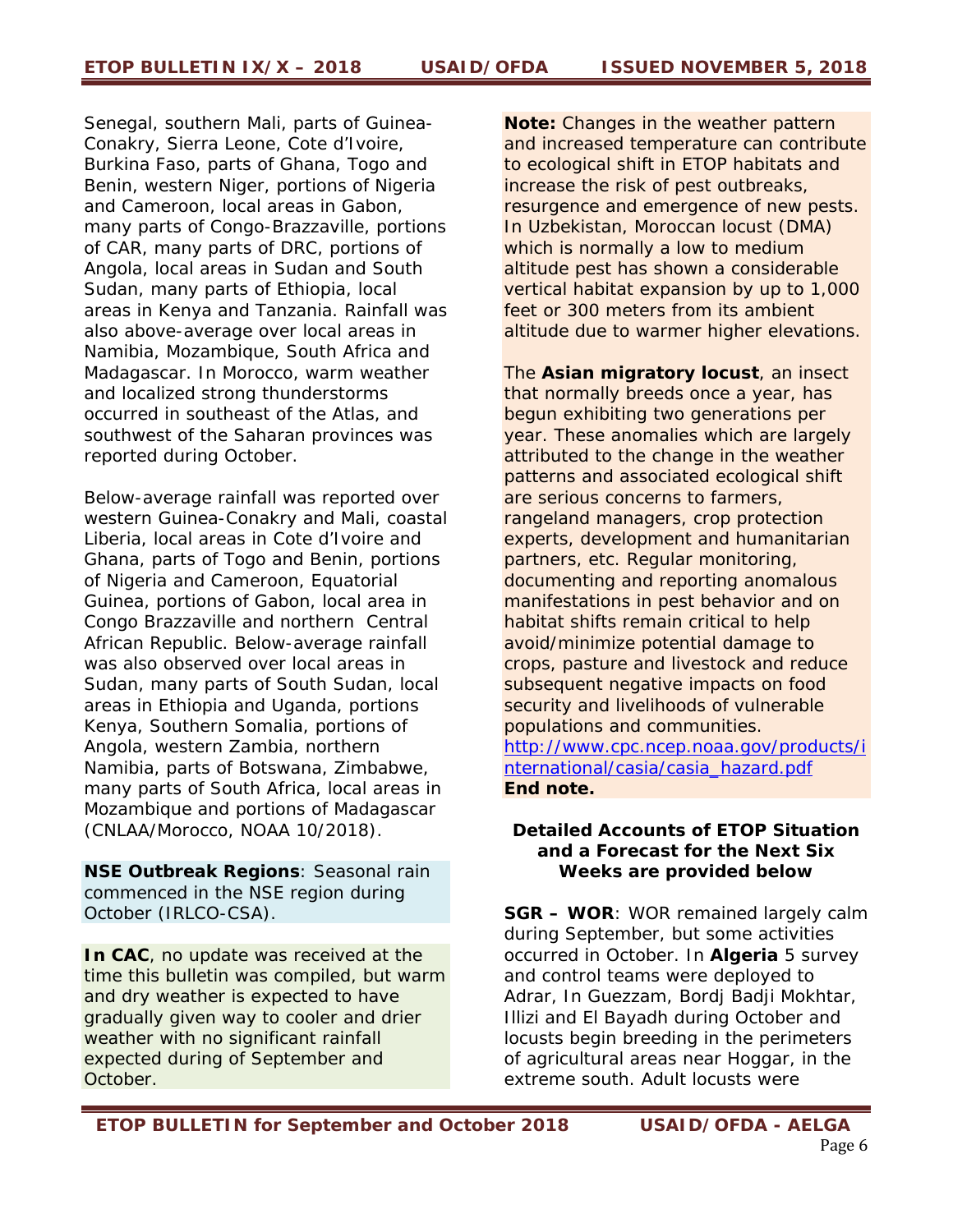Senegal, southern Mali, parts of Guinea-Conakry, Sierra Leone, Cote d'Ivoire, Burkina Faso, parts of Ghana, Togo and Benin, western Niger, portions of Nigeria and Cameroon, local areas in Gabon, many parts of Congo-Brazzaville, portions of CAR, many parts of DRC, portions of Angola, local areas in Sudan and South Sudan, many parts of Ethiopia, local areas in Kenya and Tanzania. Rainfall was also above-average over local areas in Namibia, Mozambique, South Africa and Madagascar. In Morocco, warm weather and localized strong thunderstorms occurred in southeast of the Atlas, and southwest of the Saharan provinces was reported during October.

Below-average rainfall was reported over western Guinea-Conakry and Mali, coastal Liberia, local areas in Cote d'Ivoire and Ghana, parts of Togo and Benin, portions of Nigeria and Cameroon, Equatorial Guinea, portions of Gabon, local area in Congo Brazzaville and northern Central African Republic. Below-average rainfall was also observed over local areas in Sudan, many parts of South Sudan, local areas in Ethiopia and Uganda, portions Kenya, Southern Somalia, portions of Angola, western Zambia, northern Namibia, parts of Botswana, Zimbabwe, many parts of South Africa, local areas in Mozambique and portions of Madagascar (CNLAA/Morocco, NOAA 10/2018).

**NSE Outbreak Regions**: Seasonal rain commenced in the NSE region during October (IRLCO-CSA).

**In CAC**, no update was received at the time this bulletin was compiled, but warm and dry weather is expected to have gradually given way to cooler and drier weather with no significant rainfall expected during of September and October.

**Note:** Changes in the weather pattern and increased temperature can contribute to ecological shift in ETOP habitats and increase the risk of pest outbreaks, resurgence and emergence of new pests. In Uzbekistan, Moroccan locust (DMA) which is normally a low to medium altitude pest has shown a considerable vertical habitat expansion by up to 1,000 feet or 300 meters from its ambient altitude due to warmer higher elevations.

The **Asian migratory locust**, an insect that normally breeds once a year, has begun exhibiting two generations per year. These anomalies which are largely attributed to the change in the weather patterns and associated ecological shift are serious concerns to farmers, rangeland managers, crop protection experts, development and humanitarian partners, etc. Regular monitoring, documenting and reporting anomalous manifestations in pest behavior and on habitat shifts remain critical to help avoid/minimize potential damage to crops, pasture and livestock and reduce subsequent negative impacts on food security and livelihoods of vulnerable populations and communities. http://www.cpc.ncep.noaa.gov/products/international/casia/casia_hazard.pdf
**End note.**

**Detailed Accounts of ETOP Situation and a Forecast for the Next Six Weeks are provided below**

**SGR – WOR**: WOR remained largely calm during September, but some activities occurred in October. In **Algeria** 5 survey and control teams were deployed to Adrar, In Guezzam, Bordj Badji Mokhtar, Illizi and El Bayadh during October and locusts begin breeding in the perimeters of agricultural areas near Hoggar, in the extreme south. Adult locusts were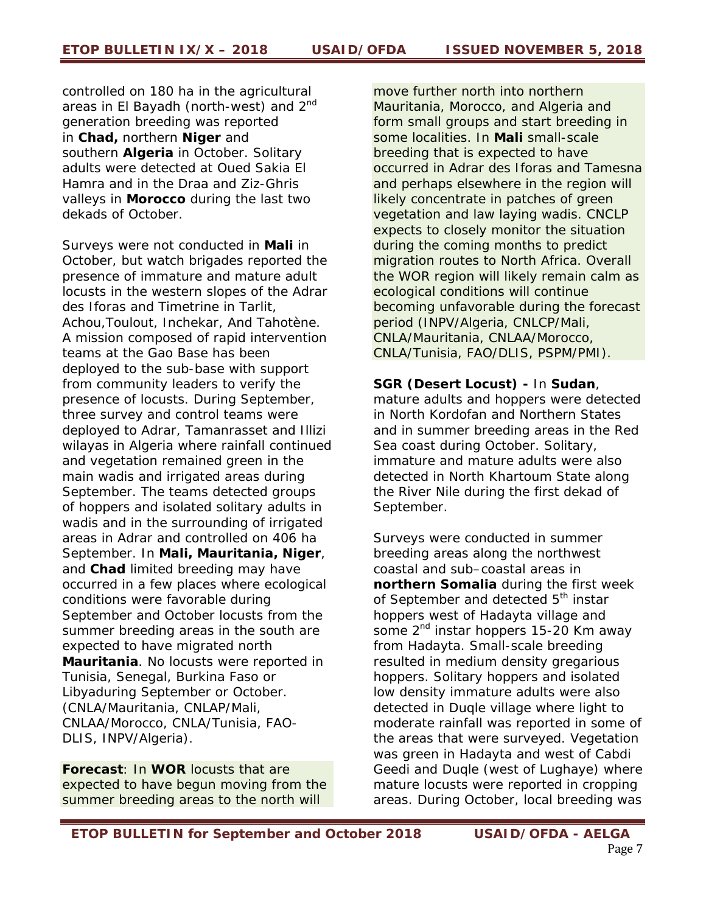controlled on 180 ha in the agricultural areas in El Bayadh (north-west) and 2nd generation breeding was reported in **Chad,** northern **Niger** and southern **Algeria** in October. Solitary adults were detected at Oued Sakia El Hamra and in the Draa and Ziz-Ghris valleys in **Morocco** during the last two dekads of October.

Surveys were not conducted in **Mali** in October, but watch brigades reported the presence of immature and mature adult locusts in the western slopes of the Adrar des Iforas and Timetrine in Tarlit, Achou,Toulout, Inchekar, And Tahotène. A mission composed of rapid intervention teams at the Gao Base has been deployed to the sub-base with support from community leaders to verify the presence of locusts. During September, three survey and control teams were deployed to Adrar, Tamanrasset and Illizi wilayas in Algeria where rainfall continued and vegetation remained green in the main wadis and irrigated areas during September. The teams detected groups of hoppers and isolated solitary adults in wadis and in the surrounding of irrigated areas in Adrar and controlled on 406 ha September. In **Mali, Mauritania, Niger**, and **Chad** limited breeding may have occurred in a few places where ecological conditions were favorable during September and October locusts from the summer breeding areas in the south are expected to have migrated north **Mauritania**. No locusts were reported in Tunisia, Senegal, Burkina Faso or Libyaduring September or October. (CNLA/Mauritania, CNLAP/Mali, CNLAA/Morocco, CNLA/Tunisia, FAO-DLIS, INPV/Algeria).

**Forecast**: In **WOR** locusts that are expected to have begun moving from the summer breeding areas to the north will move further north into northern Mauritania, Morocco, and Algeria and form small groups and start breeding in some localities. In **Mali** small-scale breeding that is expected to have occurred in Adrar des Iforas and Tamesna and perhaps elsewhere in the region will likely concentrate in patches of green vegetation and law laying wadis. CNCLP expects to closely monitor the situation during the coming months to predict migration routes to North Africa. Overall the WOR region will likely remain calm as ecological conditions will continue becoming unfavorable during the forecast period (INPV/Algeria, CNLCP/Mali, CNLA/Mauritania, CNLAA/Morocco, CNLA/Tunisia, FAO/DLIS, PSPM/PMI).

**SGR (Desert Locust) -** In **Sudan**, mature adults and hoppers were detected in North Kordofan and Northern States and in summer breeding areas in the Red Sea coast during October. Solitary, immature and mature adults were also detected in North Khartoum State along the River Nile during the first dekad of September.

Surveys were conducted in summer breeding areas along the northwest coastal and sub–coastal areas in **northern Somalia** during the first week of September and detected 5th instar hoppers west of Hadayta village and some 2nd instar hoppers 15-20 Km away from Hadayta. Small-scale breeding resulted in medium density gregarious hoppers. Solitary hoppers and isolated low density immature adults were also detected in Duqle village where light to moderate rainfall was reported in some of the areas that were surveyed. Vegetation was green in Hadayta and west of Cabdi Geedi and Duqle (west of Lughaye) where mature locusts were reported in cropping areas. During October, local breeding was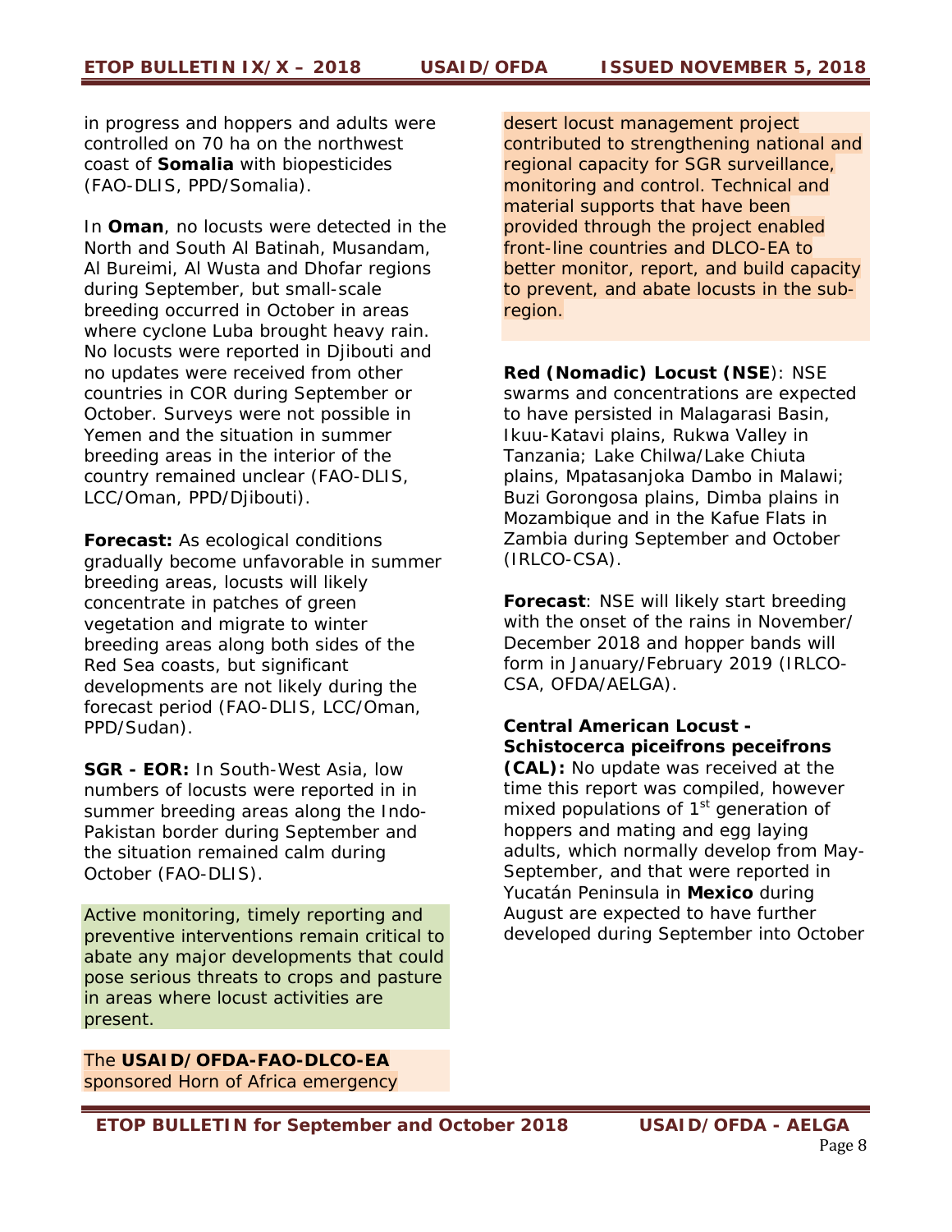in progress and hoppers and adults were controlled on 70 ha on the northwest coast of **Somalia** with biopesticides (FAO-DLIS, PPD/Somalia).

In **Oman**, no locusts were detected in the North and South Al Batinah, Musandam, Al Bureimi, Al Wusta and Dhofar regions during September, but small-scale breeding occurred in October in areas where cyclone Luba brought heavy rain. No locusts were reported in Djibouti and no updates were received from other countries in COR during September or October. Surveys were not possible in Yemen and the situation in summer breeding areas in the interior of the country remained unclear (FAO-DLIS, LCC/Oman, PPD/Djibouti).

**Forecast:** As ecological conditions gradually become unfavorable in summer breeding areas, locusts will likely concentrate in patches of green vegetation and migrate to winter breeding areas along both sides of the Red Sea coasts, but significant developments are not likely during the forecast period (FAO-DLIS, LCC/Oman, PPD/Sudan).

**SGR - EOR:** In South-West Asia, low numbers of locusts were reported in in summer breeding areas along the Indo-Pakistan border during September and the situation remained calm during October (FAO-DLIS).

Active monitoring, timely reporting and preventive interventions remain critical to abate any major developments that could pose serious threats to crops and pasture in areas where locust activities are present.

The **USAID/OFDA-FAO-DLCO-EA** sponsored Horn of Africa emergency desert locust management project contributed to strengthening national and regional capacity for SGR surveillance, monitoring and control. Technical and material supports that have been provided through the project enabled front-line countries and DLCO-EA to better monitor, report, and build capacity to prevent, and abate locusts in the sub-region.

**Red (Nomadic) Locust (NSE**): NSE swarms and concentrations are expected to have persisted in Malagarasi Basin, Ikuu-Katavi plains, Rukwa Valley in Tanzania; Lake Chilwa/Lake Chiuta plains, Mpatasanjoka Dambo in Malawi; Buzi Gorongosa plains, Dimba plains in Mozambique and in the Kafue Flats in Zambia during September and October (IRLCO-CSA).

**Forecast**: NSE will likely start breeding with the onset of the rains in November/ December 2018 and hopper bands will form in January/February 2019 (IRLCO-CSA, OFDA/AELGA).

**Central American Locust - Schistocerca piceifrons peceifrons (CAL):** No update was received at the time this report was compiled, however mixed populations of 1st generation of hoppers and mating and egg laying adults, which normally develop from May-September, and that were reported in Yucatán Peninsula in **Mexico** during August are expected to have further developed during September into October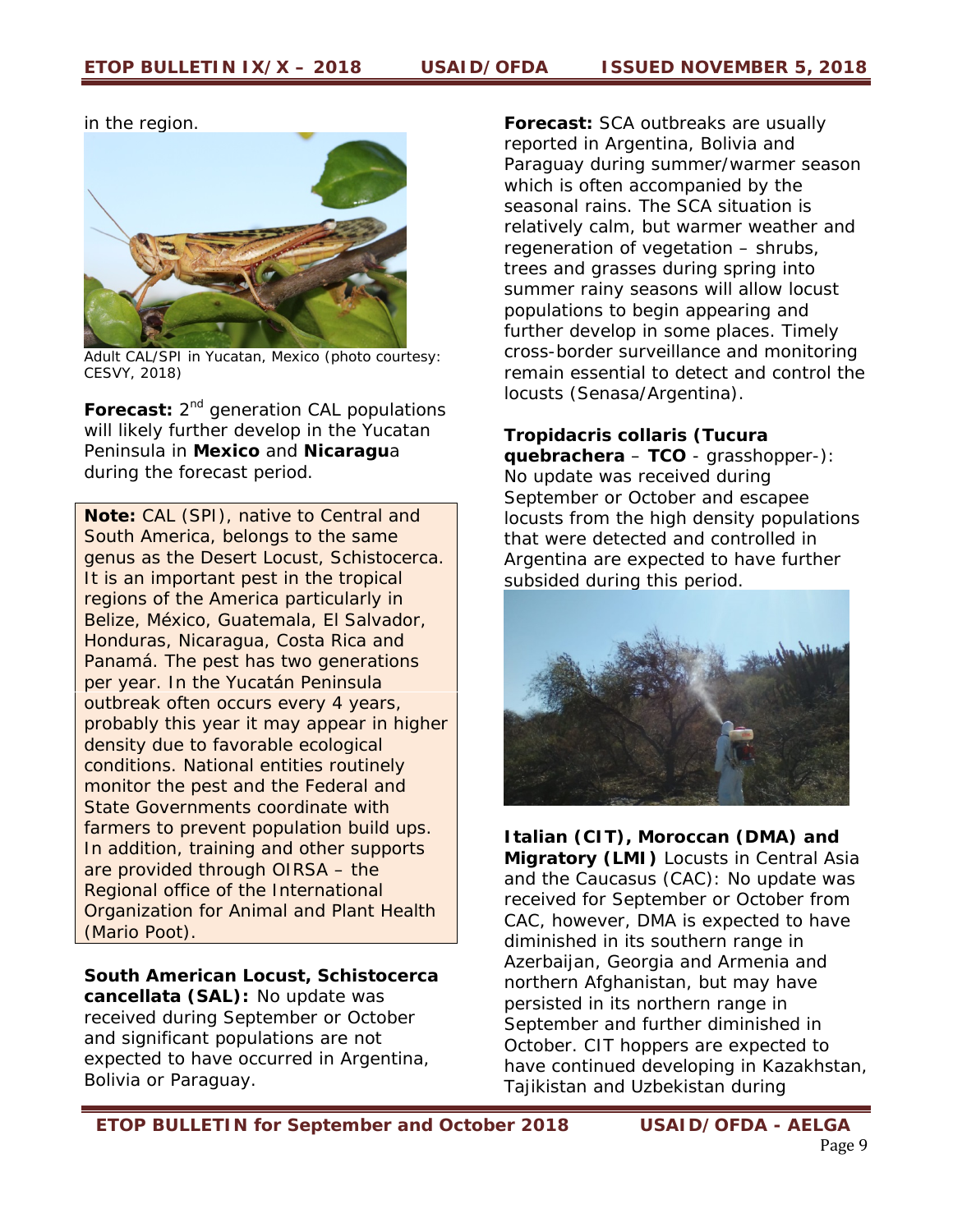in the region.

Adult CAL/SPI in Yucatan, Mexico (photo courtesy: CESVY, 2018)

**Forecast:** 2nd generation CAL populations will likely further develop in the Yucatan Peninsula in **Mexico** and **Nicaragu**a during the forecast period.

> **Note:** CAL (SPI), native to Central and South America, belongs to the same genus as the Desert Locust, Schistocerca. It is an important pest in the tropical regions of the America particularly in Belize, México, Guatemala, El Salvador, Honduras, Nicaragua, Costa Rica and Panamá. The pest has two generations per year. In the Yucatán Peninsula outbreak often occurs every 4 years, probably this year it may appear in higher density due to favorable ecological conditions. National entities routinely monitor the pest and the Federal and State Governments coordinate with farmers to prevent population build ups. In addition, training and other supports are provided through OIRSA – the Regional office of the International Organization for Animal and Plant Health (Mario Poot).

**South American Locust, Schistocerca cancellata (SAL):** No update was received during September or October and significant populations are not expected to have occurred in Argentina, Bolivia or Paraguay.

**Forecast:** SCA outbreaks are usually reported in Argentina, Bolivia and Paraguay during summer/warmer season which is often accompanied by the seasonal rains. The SCA situation is relatively calm, but warmer weather and regeneration of vegetation – shrubs, trees and grasses during spring into summer rainy seasons will allow locust populations to begin appearing and further develop in some places. Timely cross-border surveillance and monitoring remain essential to detect and control the locusts (Senasa/Argentina).

**Tropidacris collaris (Tucura quebrachera** – **TCO** - grasshopper-): No update was received during September or October and escapee locusts from the high density populations that were detected and controlled in Argentina are expected to have further subsided during this period.

**Italian (CIT), Moroccan (DMA) and Migratory (LMI)** Locusts in Central Asia and the Caucasus (CAC): No update was received for September or October from CAC, however, DMA is expected to have diminished in its southern range in Azerbaijan, Georgia and Armenia and northern Afghanistan, but may have persisted in its northern range in September and further diminished in October. CIT hoppers are expected to have continued developing in Kazakhstan, Tajikistan and Uzbekistan during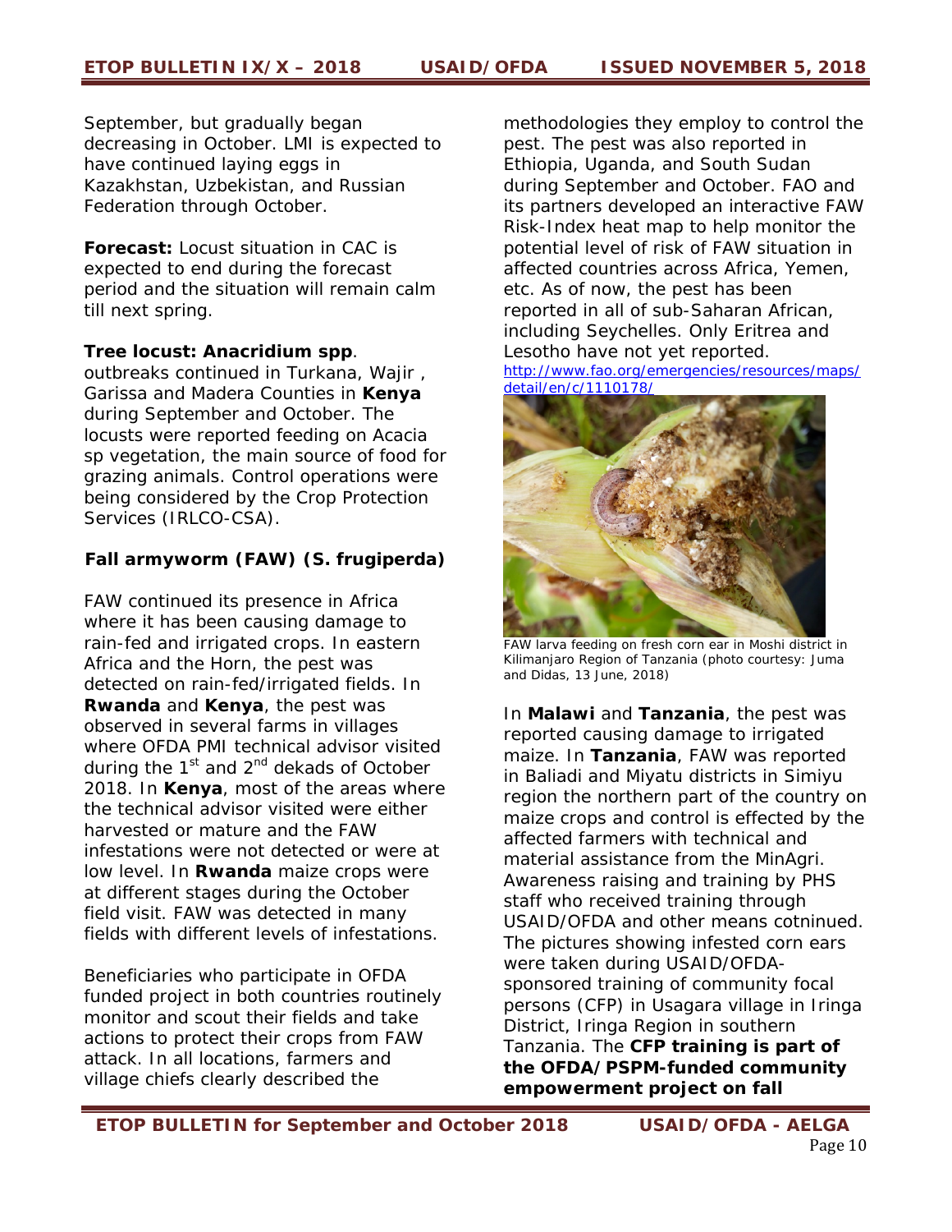September, but gradually began decreasing in October. LMI is expected to have continued laying eggs in Kazakhstan, Uzbekistan, and Russian Federation through October.

**Forecast:** Locust situation in CAC is expected to end during the forecast period and the situation will remain calm till next spring.

**Tree locust: Anacridium spp**. outbreaks continued in Turkana, Wajir , Garissa and Madera Counties in **Kenya** during September and October. The locusts were reported feeding on Acacia sp vegetation, the main source of food for grazing animals. Control operations were being considered by the Crop Protection Services (IRLCO-CSA).

**Fall armyworm (FAW) (S. frugiperda)**

FAW continued its presence in Africa where it has been causing damage to rain-fed and irrigated crops. In eastern Africa and the Horn, the pest was detected on rain-fed/irrigated fields. In **Rwanda** and **Kenya**, the pest was observed in several farms in villages where OFDA PMI technical advisor visited during the 1st and 2nd dekads of October 2018. In **Kenya**, most of the areas where the technical advisor visited were either harvested or mature and the FAW infestations were not detected or were at low level. In **Rwanda** maize crops were at different stages during the October field visit. FAW was detected in many fields with different levels of infestations.

Beneficiaries who participate in OFDA funded project in both countries routinely monitor and scout their fields and take actions to protect their crops from FAW attack. In all locations, farmers and village chiefs clearly described the methodologies they employ to control the pest. The pest was also reported in Ethiopia, Uganda, and South Sudan during September and October. FAO and its partners developed an interactive FAW Risk-Index heat map to help monitor the potential level of risk of FAW situation in affected countries across Africa, Yemen, etc. As of now, the pest has been reported in all of sub-Saharan African, including Seychelles. Only Eritrea and Lesotho have not yet reported.
http://www.fao.org/emergencies/resources/maps/detail/en/c/1110178/

FAW larva feeding on fresh corn ear in Moshi district in Kilimanjaro Region of Tanzania (photo courtesy: Juma and Didas, 13 June, 2018)

In **Malawi** and **Tanzania**, the pest was reported causing damage to irrigated maize. In **Tanzania**, FAW was reported in Baliadi and Miyatu districts in Simiyu region the northern part of the country on maize crops and control is effected by the affected farmers with technical and material assistance from the MinAgri. Awareness raising and training by PHS staff who received training through USAID/OFDA and other means cotninued. The pictures showing infested corn ears were taken during USAID/OFDA-sponsored training of community focal persons (CFP) in Usagara village in Iringa District, Iringa Region in southern Tanzania. The **CFP training is part of the OFDA/PSPM-funded community empowerment project on fall**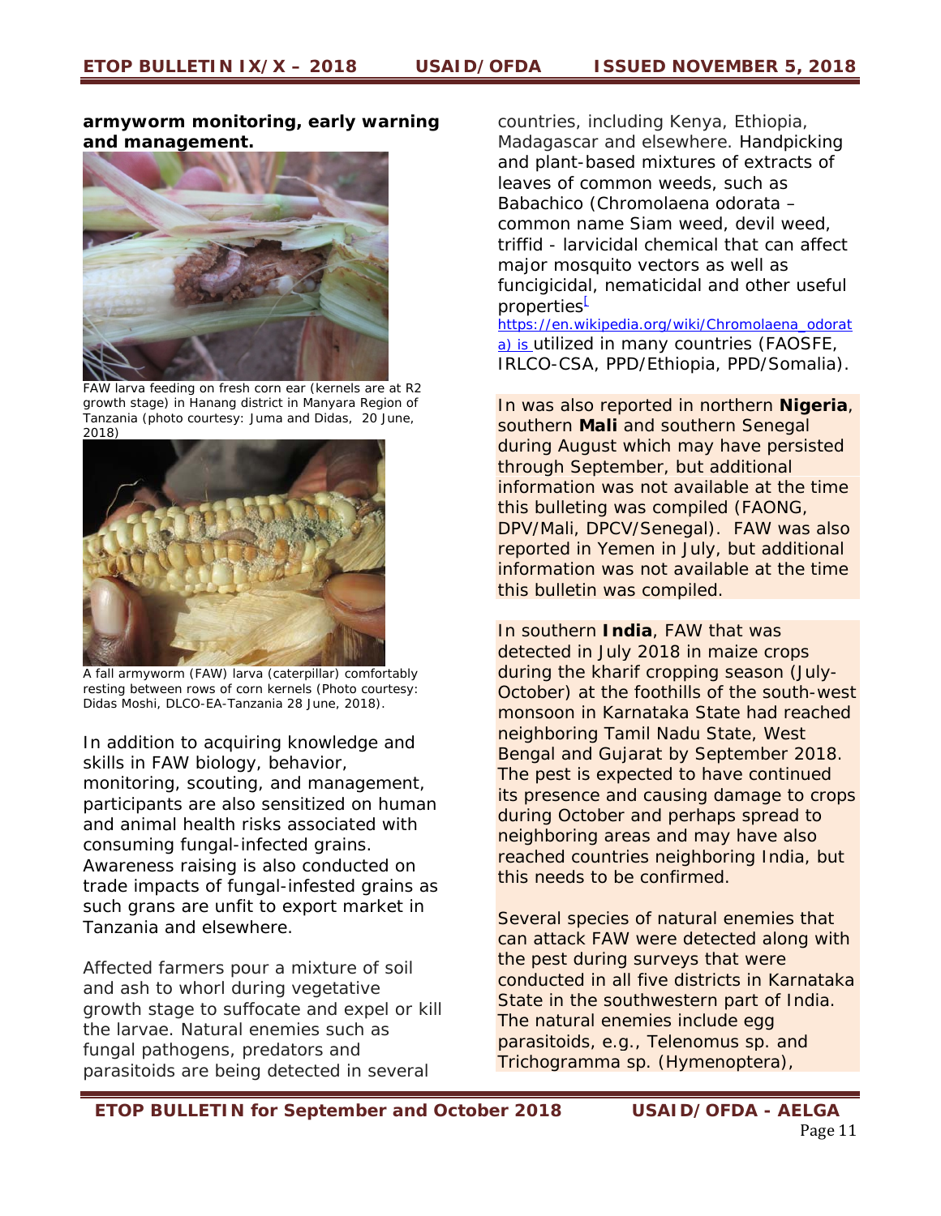**armyworm monitoring, early warning and management.**

FAW larva feeding on fresh corn ear (kernels are at R2 growth stage) in Hanang district in Manyara Region of Tanzania (photo courtesy: Juma and Didas, 20 June, 2018)

A fall armyworm (FAW) larva (caterpillar) comfortably resting between rows of corn kernels (Photo courtesy: Didas Moshi, DLCO-EA-Tanzania 28 June, 2018).

In addition to acquiring knowledge and skills in FAW biology, behavior, monitoring, scouting, and management, participants are also sensitized on human and animal health risks associated with consuming fungal-infected grains. Awareness raising is also conducted on trade impacts of fungal-infested grains as such grans are unfit to export market in Tanzania and elsewhere.

Affected farmers pour a mixture of soil and ash to whorl during vegetative growth stage to suffocate and expel or kill the larvae. Natural enemies such as fungal pathogens, predators and parasitoids are being detected in several countries, including Kenya, Ethiopia, Madagascar and elsewhere. Handpicking and plant-based mixtures of extracts of leaves of common weeds, such as Babachico (Chromolaena odorata – common name Siam weed, devil weed, triffid - larvicidal chemical that can affect major mosquito vectors as well as funcigicidal, nematicidal and other useful properties[ https://en.wikipedia.org/wiki/Chromolaena_odorata) is utilized in many countries (FAOSFE, IRLCO-CSA, PPD/Ethiopia, PPD/Somalia).

In was also reported in northern **Nigeria**, southern **Mali** and southern Senegal during August which may have persisted through September, but additional information was not available at the time this bulleting was compiled (FAONG, DPV/Mali, DPCV/Senegal). FAW was also reported in Yemen in July, but additional information was not available at the time this bulletin was compiled.

In southern **India**, FAW that was detected in July 2018 in maize crops during the kharif cropping season (July-October) at the foothills of the south-west monsoon in Karnataka State had reached neighboring Tamil Nadu State, West Bengal and Gujarat by September 2018. The pest is expected to have continued its presence and causing damage to crops during October and perhaps spread to neighboring areas and may have also reached countries neighboring India, but this needs to be confirmed.

Several species of natural enemies that can attack FAW were detected along with the pest during surveys that were conducted in all five districts in Karnataka State in the southwestern part of India. The natural enemies include egg parasitoids, e.g., Telenomus sp. and Trichogramma sp. (Hymenoptera),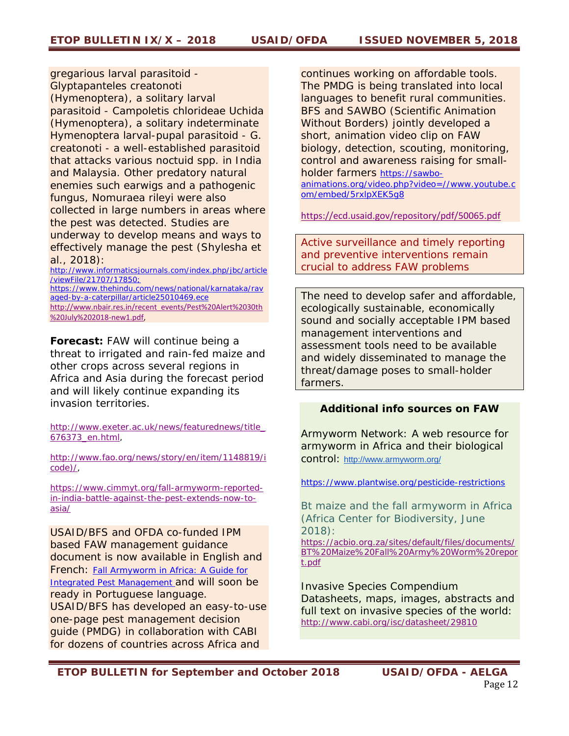gregarious larval parasitoid - Glyptapanteles creatonoti (Hymenoptera), a solitary larval parasitoid - Campoletis chlorideae Uchida (Hymenoptera), a solitary indeterminate Hymenoptera larval-pupal parasitoid - G. creatonoti - a well-established parasitoid that attacks various noctuid spp. in India and Malaysia. Other predatory natural enemies such earwigs and a pathogenic fungus, Nomuraea rileyi were also collected in large numbers in areas where the pest was detected. Studies are underway to develop means and ways to effectively manage the pest (Shylesha et al., 2018): http://www.informaticsjournals.com/index.php/jbc/article/viewFile/21707/17850; https://www.thehindu.com/news/national/karnataka/ravaged-by-a-caterpillar/article25010469.ece http://www.nbair.res.in/recent_events/Pest%20Alert%2030th%20July%202018-new1.pdf,

**Forecast:** FAW will continue being a threat to irrigated and rain-fed maize and other crops across several regions in Africa and Asia during the forecast period and will likely continue expanding its invasion territories.

http://www.exeter.ac.uk/news/featurednews/title_676373_en.html,

http://www.fao.org/news/story/en/item/1148819/icode)/,

https://www.cimmyt.org/fall-armyworm-reported-in-india-battle-against-the-pest-extends-now-to-asia/

USAID/BFS and OFDA co-funded IPM based FAW management guidance document is now available in English and French: Fall Armyworm in Africa: A Guide for Integrated Pest Management and will soon be ready in Portuguese language. USAID/BFS has developed an easy-to-use one-page pest management decision guide (PMDG) in collaboration with CABI for dozens of countries across Africa and continues working on affordable tools. The PMDG is being translated into local languages to benefit rural communities. BFS and SAWBO (Scientific Animation Without Borders) jointly developed a short, animation video clip on FAW biology, detection, scouting, monitoring, control and awareness raising for small-holder farmers https://sawbo-animations.org/video.php?video=//www.youtube.com/embed/5rxlpXEK5g8

https://ecd.usaid.gov/repository/pdf/50065.pdf

Active surveillance and timely reporting and preventive interventions remain crucial to address FAW problems

The need to develop safer and affordable, ecologically sustainable, economically sound and socially acceptable IPM based management interventions and assessment tools need to be available and widely disseminated to manage the threat/damage poses to small-holder farmers.

**Additional info sources on FAW**

Armyworm Network: A web resource for armyworm in Africa and their biological control: http://www.armyworm.org/

https://www.plantwise.org/pesticide-restrictions

Bt maize and the fall armyworm in Africa (Africa Center for Biodiversity, June 2018): https://acbio.org.za/sites/default/files/documents/BT%20Maize%20Fall%20Army%20Worm%20report.pdf

Invasive Species Compendium Datasheets, maps, images, abstracts and full text on invasive species of the world: http://www.cabi.org/isc/datasheet/29810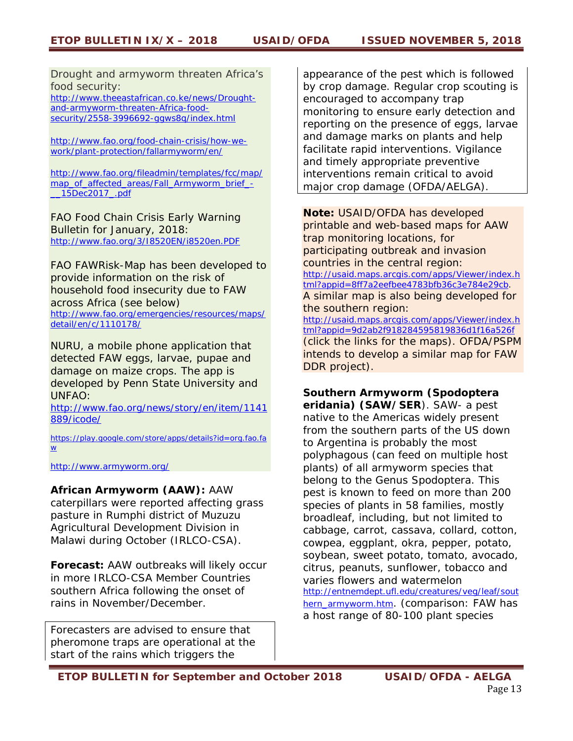Drought and armyworm threaten Africa's food security: http://www.theeastafrican.co.ke/news/Drought-and-armyworm-threaten-Africa-food-security/2558-3996692-ggws8q/index.html

http://www.fao.org/food-chain-crisis/how-we-work/plant-protection/fallarmyworm/en/

http://www.fao.org/fileadmin/templates/fcc/map/map_of_affected_areas/Fall_Armyworm_brief_-__15Dec2017_.pdf

FAO Food Chain Crisis Early Warning Bulletin for January, 2018: http://www.fao.org/3/I8520EN/i8520en.PDF

FAO FAWRisk-Map has been developed to provide information on the risk of household food insecurity due to FAW across Africa (see below) http://www.fao.org/emergencies/resources/maps/detail/en/c/1110178/

NURU, a mobile phone application that detected FAW eggs, larvae, pupae and damage on maize crops. The app is developed by Penn State University and UNFAO: http://www.fao.org/news/story/en/item/1141889/icode/

https://play.google.com/store/apps/details?id=org.fao.faw

http://www.armyworm.org/

**African Armyworm (AAW):** AAW caterpillars were reported affecting grass pasture in Rumphi district of Muzuzu Agricultural Development Division in Malawi during October (IRLCO-CSA).

**Forecast:** AAW outbreaks will likely occur in more IRLCO-CSA Member Countries southern Africa following the onset of rains in November/December.

Forecasters are advised to ensure that pheromone traps are operational at the start of the rains which triggers the appearance of the pest which is followed by crop damage. Regular crop scouting is encouraged to accompany trap monitoring to ensure early detection and reporting on the presence of eggs, larvae and damage marks on plants and help facilitate rapid interventions. Vigilance and timely appropriate preventive interventions remain critical to avoid major crop damage (OFDA/AELGA).

**Note:** USAID/OFDA has developed printable and web-based maps for AAW trap monitoring locations, for participating outbreak and invasion countries in the central region: http://usaid.maps.arcgis.com/apps/Viewer/index.html?appid=8ff7a2eefbee4783bfb36c3e784e29cb. A similar map is also being developed for the southern region: http://usaid.maps.arcgis.com/apps/Viewer/index.html?appid=9d2ab2f918284595819836d1f16a526f (click the links for the maps). OFDA/PSPM intends to develop a similar map for FAW DDR project).

**Southern Armyworm (Spodoptera eridania) (SAW/SER**). SAW- a pest native to the Americas widely present from the southern parts of the US down to Argentina is probably the most polyphagous (can feed on multiple host plants) of all armyworm species that belong to the Genus Spodoptera. This pest is known to feed on more than 200 species of plants in 58 families, mostly broadleaf, including, but not limited to cabbage, carrot, cassava, collard, cotton, cowpea, eggplant, okra, pepper, potato, soybean, sweet potato, tomato, avocado, citrus, peanuts, sunflower, tobacco and varies flowers and watermelon http://entnemdept.ufl.edu/creatures/veg/leaf/southern_armyworm.htm. (comparison: FAW has a host range of 80-100 plant species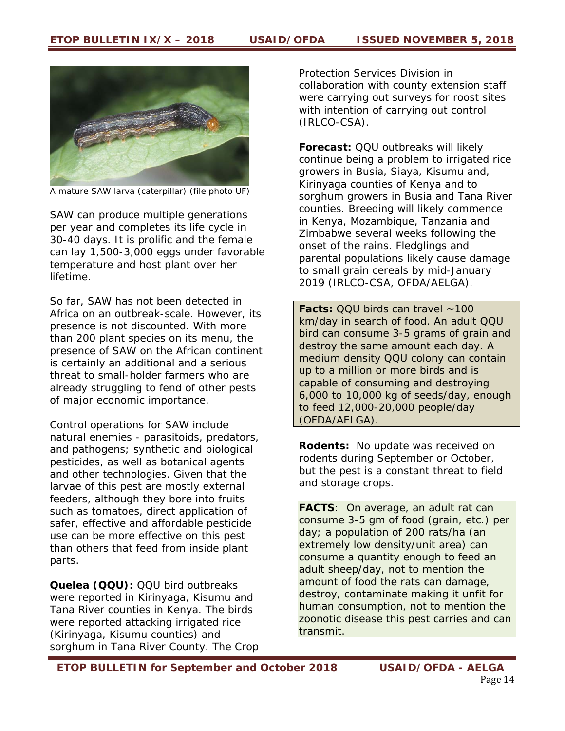A mature SAW larva (caterpillar) (file photo UF)

SAW can produce multiple generations per year and completes its life cycle in 30-40 days. It is prolific and the female can lay 1,500-3,000 eggs under favorable temperature and host plant over her lifetime.

So far, SAW has not been detected in Africa on an outbreak-scale. However, its presence is not discounted. With more than 200 plant species on its menu, the presence of SAW on the African continent is certainly an additional and a serious threat to small-holder farmers who are already struggling to fend of other pests of major economic importance.

Control operations for SAW include natural enemies - parasitoids, predators, and pathogens; synthetic and biological pesticides, as well as botanical agents and other technologies. Given that the larvae of this pest are mostly external feeders, although they bore into fruits such as tomatoes, direct application of safer, effective and affordable pesticide use can be more effective on this pest than others that feed from inside plant parts.

**Quelea (QQU):** QQU bird outbreaks were reported in Kirinyaga, Kisumu and Tana River counties in Kenya. The birds were reported attacking irrigated rice (Kirinyaga, Kisumu counties) and sorghum in Tana River County. The Crop Protection Services Division in collaboration with county extension staff were carrying out surveys for roost sites with intention of carrying out control (IRLCO-CSA).

**Forecast:** QQU outbreaks will likely continue being a problem to irrigated rice growers in Busia, Siaya, Kisumu and, Kirinyaga counties of Kenya and to sorghum growers in Busia and Tana River counties. Breeding will likely commence in Kenya, Mozambique, Tanzania and Zimbabwe several weeks following the onset of the rains. Fledglings and parental populations likely cause damage to small grain cereals by mid-January 2019 (IRLCO-CSA, OFDA/AELGA).

**Facts:** QQU birds can travel ~100 km/day in search of food. An adult QQU bird can consume 3-5 grams of grain and destroy the same amount each day. A medium density QQU colony can contain up to a million or more birds and is capable of consuming and destroying 6,000 to 10,000 kg of seeds/day, enough to feed 12,000-20,000 people/day (OFDA/AELGA).

**Rodents:** No update was received on rodents during September or October, but the pest is a constant threat to field and storage crops.

**FACTS**: On average, an adult rat can consume 3-5 gm of food (grain, etc.) per day; a population of 200 rats/ha (an extremely low density/unit area) can consume a quantity enough to feed an adult sheep/day, not to mention the amount of food the rats can damage, destroy, contaminate making it unfit for human consumption, not to mention the zoonotic disease this pest carries and can transmit.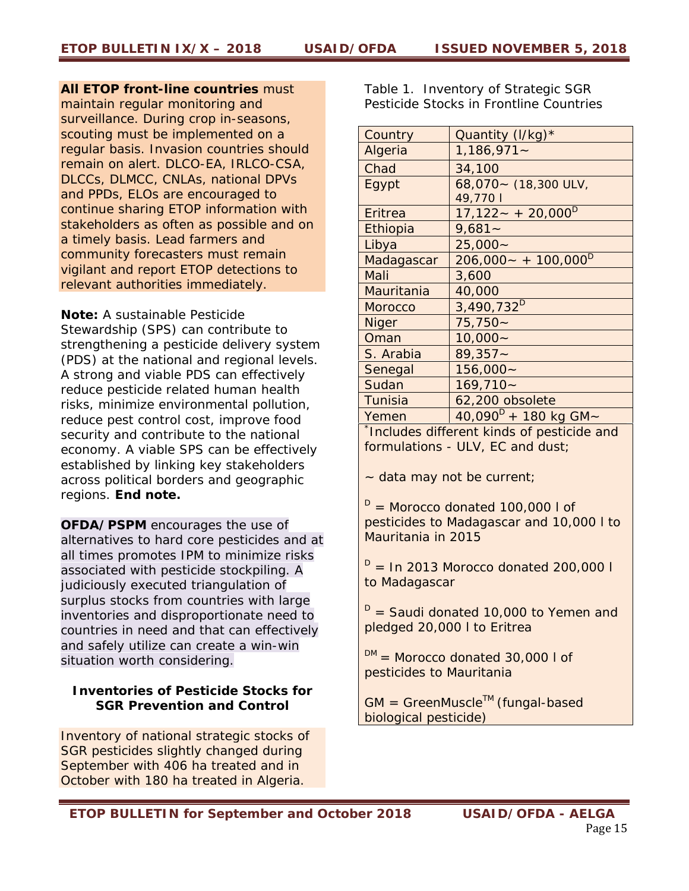**All ETOP front-line countries** must maintain regular monitoring and surveillance. During crop in-seasons, scouting must be implemented on a regular basis. Invasion countries should remain on alert. DLCO-EA, IRLCO-CSA, DLCCs, DLMCC, CNLAs, national DPVs and PPDs, ELOs are encouraged to continue sharing ETOP information with stakeholders as often as possible and on a timely basis. Lead farmers and community forecasters must remain vigilant and report ETOP detections to relevant authorities immediately.

**Note:** A sustainable Pesticide Stewardship (SPS) can contribute to strengthening a pesticide delivery system (PDS) at the national and regional levels. A strong and viable PDS can effectively reduce pesticide related human health risks, minimize environmental pollution, reduce pest control cost, improve food security and contribute to the national economy. A viable SPS can be effectively established by linking key stakeholders across political borders and geographic regions. **End note.**

**OFDA/PSPM** encourages the use of alternatives to hard core pesticides and at all times promotes IPM to minimize risks associated with pesticide stockpiling. A judiciously executed triangulation of surplus stocks from countries with large inventories and disproportionate need to countries in need and that can effectively and safely utilize can create a win-win situation worth considering.

### Inventories of Pesticide Stocks for SGR Prevention and Control

Inventory of national strategic stocks of SGR pesticides slightly changed during September with 406 ha treated and in October with 180 ha treated in Algeria.

Table 1. Inventory of Strategic SGR Pesticide Stocks in Frontline Countries

| Country | Quantity (l/kg)* |
|---|---|
| Algeria | 1,186,971~ |
| Chad | 34,100 |
| Egypt | 68,070~ (18,300 ULV, 49,770 l |
| Eritrea | 17,122~ + 20,000[D] |
| Ethiopia | 9,681~ |
| Libya | 25,000~ |
| Madagascar | 206,000~ + 100,000[D] |
| Mali | 3,600 |
| Mauritania | 40,000 |
| Morocco | 3,490,732[D] |
| Niger | 75,750~ |
| Oman | 10,000~ |
| S. Arabia | 89,357~ |
| Senegal | 156,000~ |
| Sudan | 169,710~ |
| Tunisia | 62,200 obsolete |
| Yemen | 40,090[D] + 180 kg GM~ |

[*]Includes different kinds of pesticide and formulations - ULV, EC and dust;

~ data may not be current;

[D] = Morocco donated 100,000 l of pesticides to Madagascar and 10,000 l to Mauritania in 2015

[D] = In 2013 Morocco donated 200,000 l to Madagascar

[D] = Saudi donated 10,000 to Yemen and pledged 20,000 l to Eritrea

[DM] = Morocco donated 30,000 l of pesticides to Mauritania

GM = GreenMuscle™ (fungal-based biological pesticide)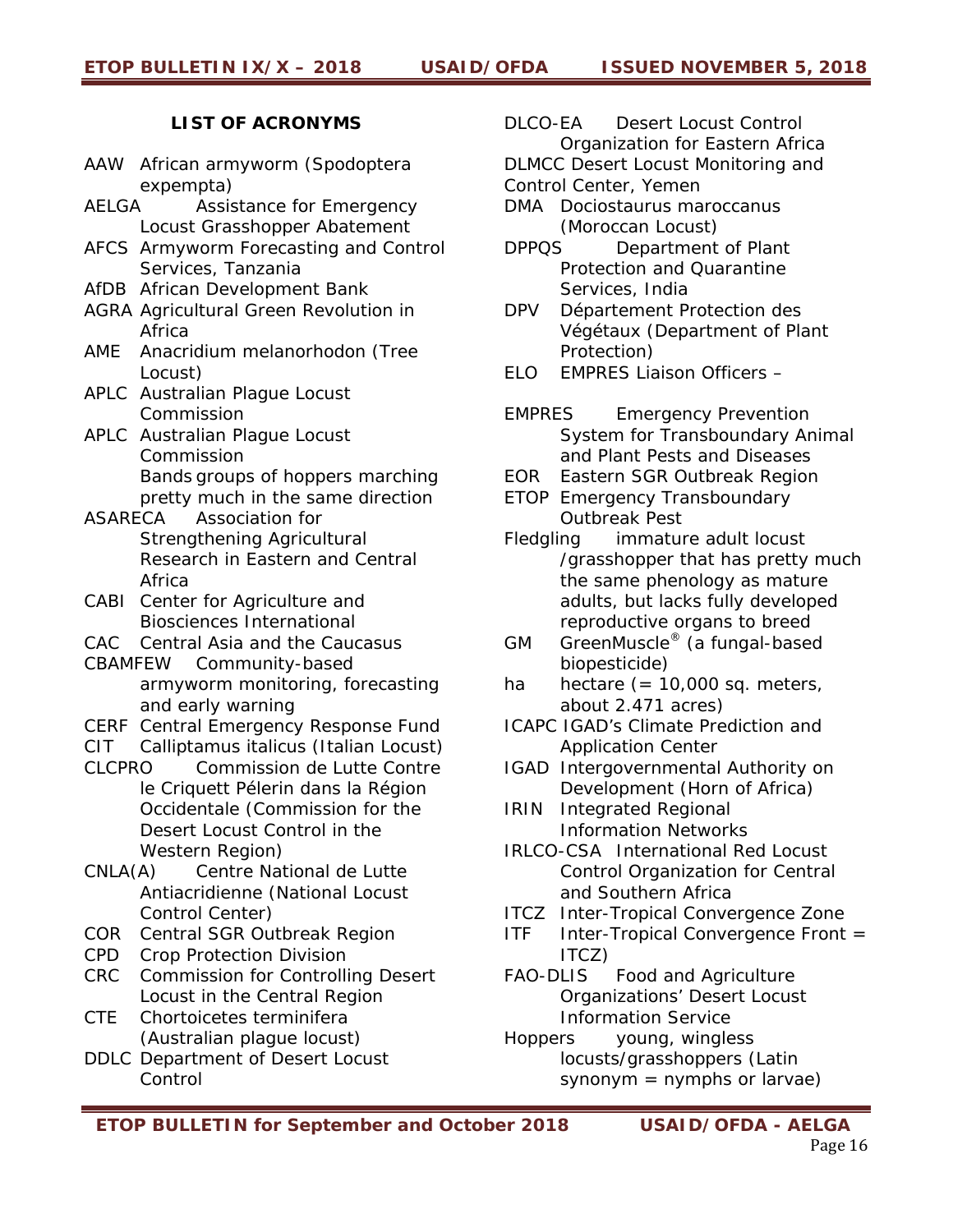**LIST OF ACRONYMS**

AAW African armyworm (*Spodoptera expempta*)
AELGA Assistance for Emergency Locust Grasshopper Abatement
AFCS Armyworm Forecasting and Control Services, Tanzania
AfDB African Development Bank
AGRA Agricultural Green Revolution in Africa
AME *Anacridium melanorhodon* (Tree Locust)
APLC Australian Plague Locust Commission
APLC Australian Plague Locust Commission
Bands groups of hoppers marching pretty much in the same direction
ASARECA Association for Strengthening Agricultural Research in Eastern and Central Africa
CABI Center for Agriculture and Biosciences International
CAC Central Asia and the Caucasus
CBAMFEW Community-based armyworm monitoring, forecasting and early warning
CERF Central Emergency Response Fund
CIT *Calliptamus italicus* (Italian Locust)
CLCPRO Commission de Lutte Contre le Criquett Pélerin dans la Région Occidentale (Commission for the Desert Locust Control in the Western Region)
CNLA(A) Centre National de Lutte Antiacridienne (National Locust Control Center)
COR Central SGR Outbreak Region
CPD Crop Protection Division
CRC Commission for Controlling Desert Locust in the Central Region
CTE *Chortoicetes terminifera* (Australian plague locust)
DDLC Department of Desert Locust Control
DLCO-EA Desert Locust Control Organization for Eastern Africa
DLMCC Desert Locust Monitoring and Control Center, Yemen
DMA *Dociostaurus maroccanus* (Moroccan Locust)
DPPQS Department of Plant Protection and Quarantine Services, India
DPV Département Protection des Végétaux (Department of Plant Protection)
ELO EMPRES Liaison Officers –
EMPRES Emergency Prevention System for Transboundary Animal and Plant Pests and Diseases
EOR Eastern SGR Outbreak Region
ETOP Emergency Transboundary Outbreak Pest
Fledgling immature adult locust /grasshopper that has pretty much the same phenology as mature adults, but lacks fully developed reproductive organs to breed
GM GreenMuscle® (a fungal-based biopesticide)
ha hectare (= 10,000 sq. meters, about 2.471 acres)
ICAPC IGAD's Climate Prediction and Application Center
IGAD Intergovernmental Authority on Development (Horn of Africa)
IRIN Integrated Regional Information Networks
IRLCO-CSA International Red Locust Control Organization for Central and Southern Africa
ITCZ Inter-Tropical Convergence Zone
ITF Inter-Tropical Convergence Front = ITCZ)
FAO-DLIS Food and Agriculture Organizations' Desert Locust Information Service
Hoppers young, wingless locusts/grasshoppers (Latin synonym = nymphs or larvae)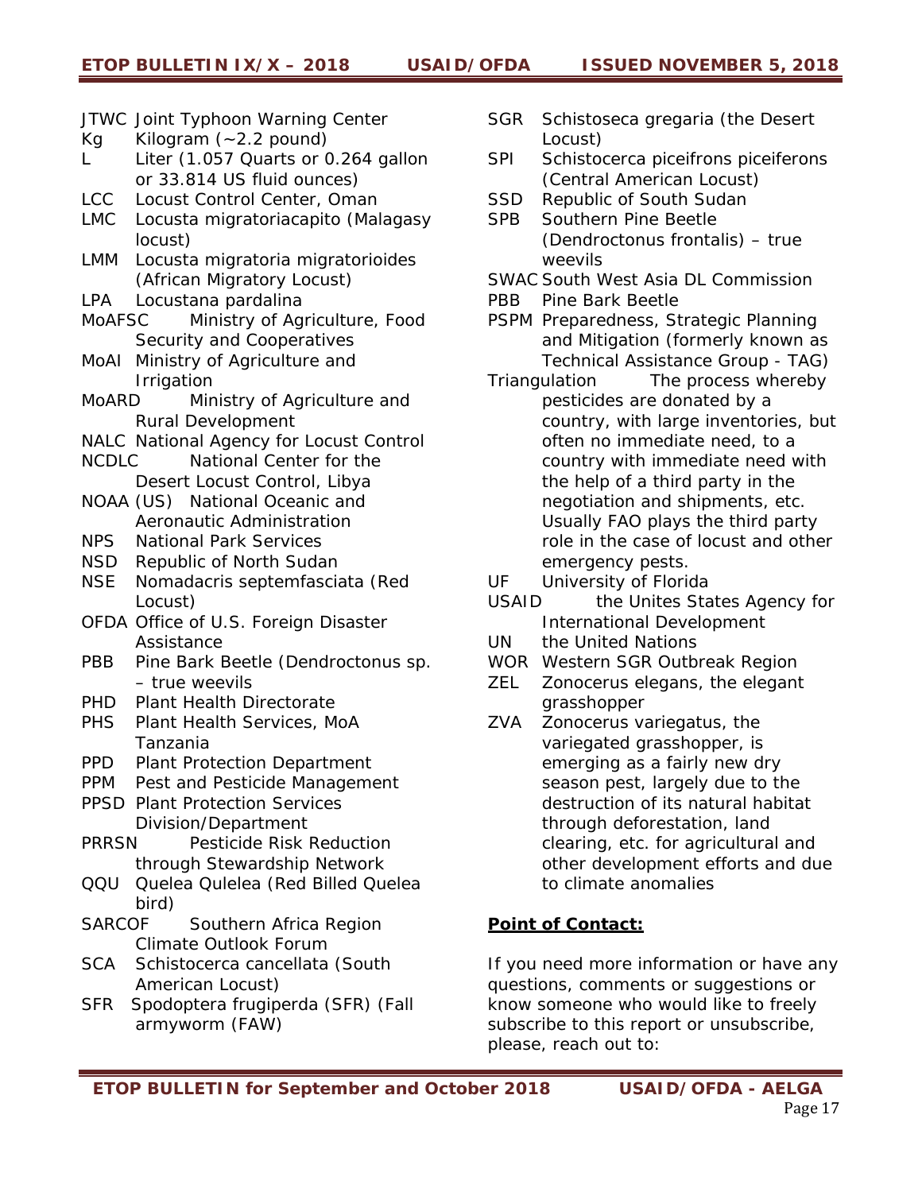JTWC Joint Typhoon Warning Center
Kg Kilogram (~2.2 pound)
L Liter (1.057 Quarts or 0.264 gallon or 33.814 US fluid ounces)
LCC Locust Control Center, Oman
LMC Locusta migratoriacapito (Malagasy locust)
LMM Locusta migratoria migratorioides (African Migratory Locust)
LPA Locustana pardalina
MoAFSC Ministry of Agriculture, Food Security and Cooperatives
MoAI Ministry of Agriculture and Irrigation
MoARD Ministry of Agriculture and Rural Development
NALC National Agency for Locust Control
NCDLC National Center for the Desert Locust Control, Libya
NOAA (US) National Oceanic and Aeronautic Administration
NPS National Park Services
NSD Republic of North Sudan
NSE Nomadacris septemfasciata (Red Locust)
OFDA Office of U.S. Foreign Disaster Assistance
PBB Pine Bark Beetle (Dendroctonus sp. – true weevils
PHD Plant Health Directorate
PHS Plant Health Services, MoA Tanzania
PPD Plant Protection Department
PPM Pest and Pesticide Management
PPSD Plant Protection Services Division/Department
PRRSN Pesticide Risk Reduction through Stewardship Network
QQU Quelea Qulelea (Red Billed Quelea bird)
SARCOF Southern Africa Region Climate Outlook Forum
SCA Schistocerca cancellata (South American Locust)
SFR Spodoptera frugiperda (SFR) (Fall armyworm (FAW)
SGR Schistoseca gregaria (the Desert Locust)
SPI Schistocerca piceifrons piceiferons (Central American Locust)
SSD Republic of South Sudan
SPB Southern Pine Beetle (Dendroctonus frontalis) – true weevils
SWAC South West Asia DL Commission
PBB Pine Bark Beetle
PSPM Preparedness, Strategic Planning and Mitigation (formerly known as Technical Assistance Group - TAG)
Triangulation The process whereby pesticides are donated by a country, with large inventories, but often no immediate need, to a country with immediate need with the help of a third party in the negotiation and shipments, etc. Usually FAO plays the third party role in the case of locust and other emergency pests.
UF University of Florida
USAID the Unites States Agency for International Development
UN the United Nations
WOR Western SGR Outbreak Region
ZEL Zonocerus elegans, the elegant grasshopper
ZVA Zonocerus variegatus, the variegated grasshopper, is emerging as a fairly new dry season pest, largely due to the destruction of its natural habitat through deforestation, land clearing, etc. for agricultural and other development efforts and due to climate anomalies

**Point of Contact:**

If you need more information or have any questions, comments or suggestions or know someone who would like to freely subscribe to this report or unsubscribe, please, reach out to: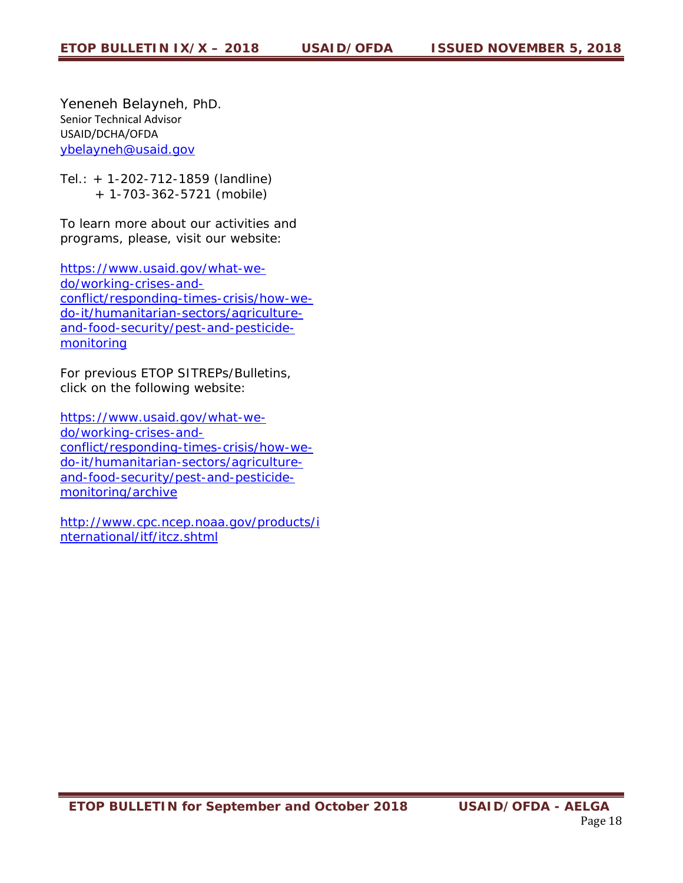Yeneneh Belayneh, PhD.
Senior Technical Advisor
USAID/DCHA/OFDA
ybelayneh@usaid.gov

Tel.: + 1-202-712-1859 (landline)
+ 1-703-362-5721 (mobile)

To learn more about our activities and programs, please, visit our website:

https://www.usaid.gov/what-we-do/working-crises-and-conflict/responding-times-crisis/how-we-do-it/humanitarian-sectors/agriculture-and-food-security/pest-and-pesticide-monitoring

For previous ETOP SITREPs/Bulletins, click on the following website:

https://www.usaid.gov/what-we-do/working-crises-and-conflict/responding-times-crisis/how-we-do-it/humanitarian-sectors/agriculture-and-food-security/pest-and-pesticide-monitoring/archive

http://www.cpc.ncep.noaa.gov/products/international/itf/itcz.shtml